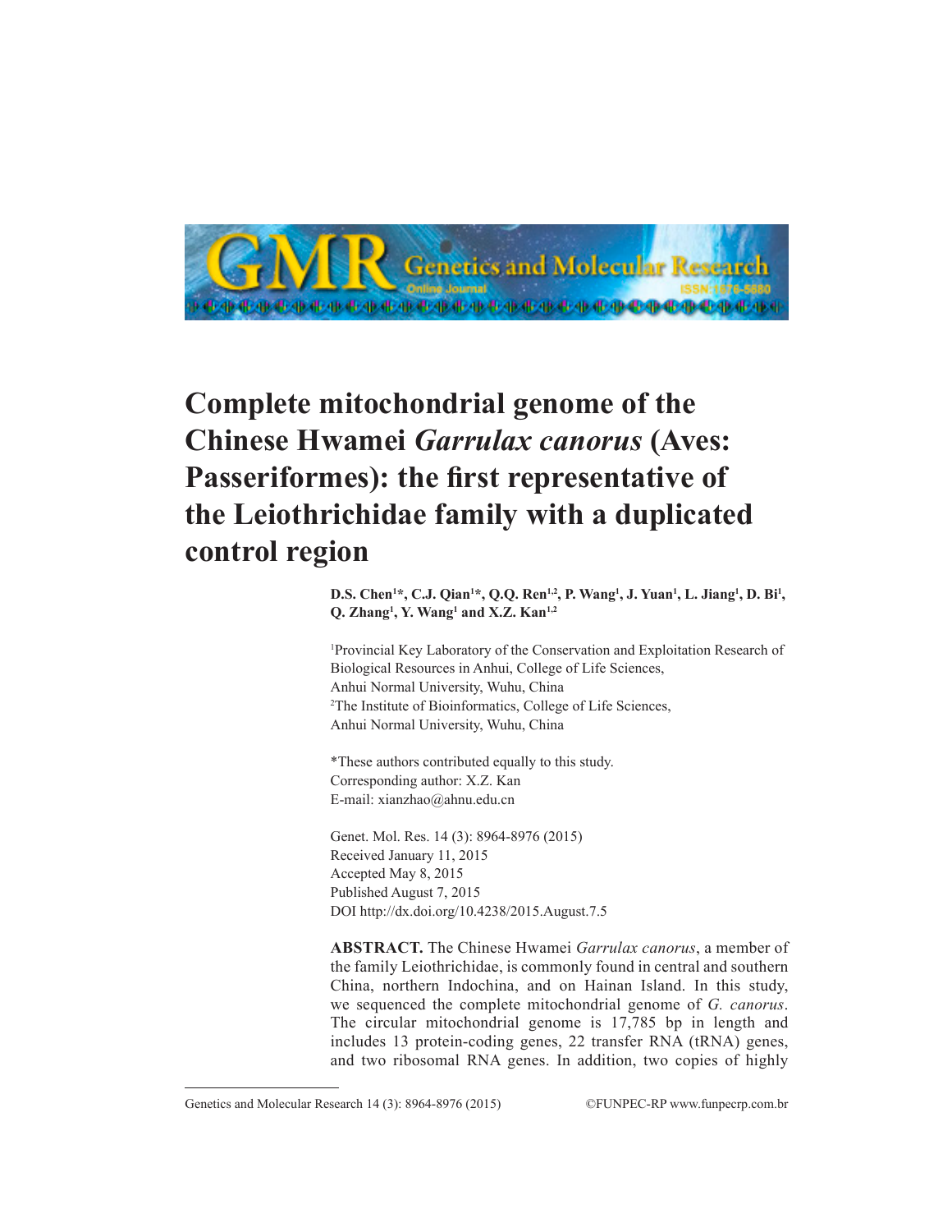# Complete mitochondrial genome of the Chinese Hwamei *Garrulax canorus* (Aves: Passeriformes): the first representative of the Leiothrichidae family with a duplicated control region

**D.S. Chen[1]*, C.J. Qian[1]*, Q.Q. Ren[1,2], P. Wang[1], J. Yuan[1], L. Jiang[1], D. Bi[1], Q. Zhang[1], Y. Wang[1] and X.Z. Kan[1,2]**

[1]Provincial Key Laboratory of the Conservation and Exploitation Research of Biological Resources in Anhui, College of Life Sciences, Anhui Normal University, Wuhu, China
[2]The Institute of Bioinformatics, College of Life Sciences, Anhui Normal University, Wuhu, China

*These authors contributed equally to this study.
Corresponding author: X.Z. Kan
E-mail: xianzhao@ahnu.edu.cn

Genet. Mol. Res. 14 (3): 8964-8976 (2015)
Received January 11, 2015
Accepted May 8, 2015
Published August 7, 2015
DOI http://dx.doi.org/10.4238/2015.August.7.5

**ABSTRACT.** The Chinese Hwamei *Garrulax canorus*, a member of the family Leiothrichidae, is commonly found in central and southern China, northern Indochina, and on Hainan Island. In this study, we sequenced the complete mitochondrial genome of *G. canorus*. The circular mitochondrial genome is 17,785 bp in length and includes 13 protein-coding genes, 22 transfer RNA (tRNA) genes, and two ribosomal RNA genes. In addition, two copies of highly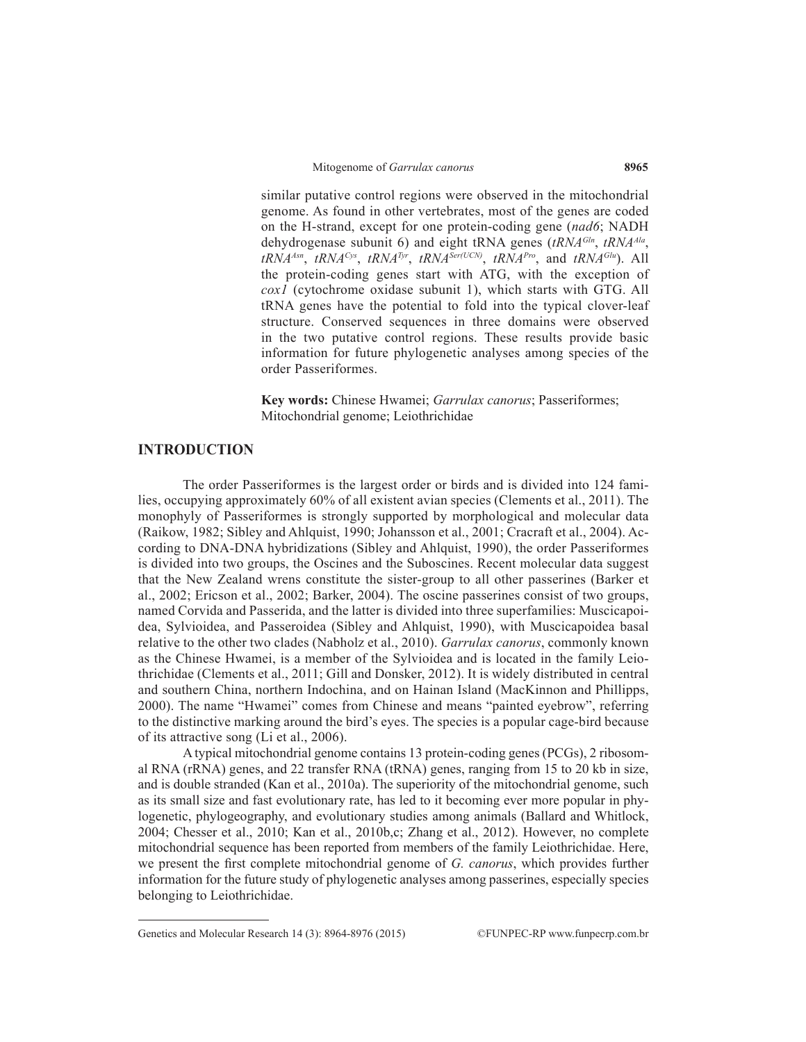similar putative control regions were observed in the mitochondrial genome. As found in other vertebrates, most of the genes are coded on the H-strand, except for one protein-coding gene (*nad6*; NADH dehydrogenase subunit 6) and eight tRNA genes (*tRNA*$^{Gln}$, *tRNA*$^{Ala}$, *tRNA*$^{Asn}$, *tRNA*$^{Cys}$, *tRNA*$^{Tyr}$, *tRNA*$^{Ser(UCN)}$, *tRNA*$^{Pro}$, and *tRNA*$^{Glu}$). All the protein-coding genes start with ATG, with the exception of *cox1* (cytochrome oxidase subunit 1), which starts with GTG. All tRNA genes have the potential to fold into the typical clover-leaf structure. Conserved sequences in three domains were observed in the two putative control regions. These results provide basic information for future phylogenetic analyses among species of the order Passeriformes.

**Key words:** Chinese Hwamei; *Garrulax canorus*; Passeriformes; Mitochondrial genome; Leiothrichidae

## INTRODUCTION

The order Passeriformes is the largest order or birds and is divided into 124 families, occupying approximately 60% of all existent avian species (Clements et al., 2011). The monophyly of Passeriformes is strongly supported by morphological and molecular data (Raikow, 1982; Sibley and Ahlquist, 1990; Johansson et al., 2001; Cracraft et al., 2004). According to DNA-DNA hybridizations (Sibley and Ahlquist, 1990), the order Passeriformes is divided into two groups, the Oscines and the Suboscines. Recent molecular data suggest that the New Zealand wrens constitute the sister-group to all other passerines (Barker et al., 2002; Ericson et al., 2002; Barker, 2004). The oscine passerines consist of two groups, named Corvida and Passerida, and the latter is divided into three superfamilies: Muscicapoidea, Sylvioidea, and Passeroidea (Sibley and Ahlquist, 1990), with Muscicapoidea basal relative to the other two clades (Nabholz et al., 2010). *Garrulax canorus*, commonly known as the Chinese Hwamei, is a member of the Sylvioidea and is located in the family Leiothrichidae (Clements et al., 2011; Gill and Donsker, 2012). It is widely distributed in central and southern China, northern Indochina, and on Hainan Island (MacKinnon and Phillipps, 2000). The name "Hwamei" comes from Chinese and means "painted eyebrow", referring to the distinctive marking around the bird's eyes. The species is a popular cage-bird because of its attractive song (Li et al., 2006).

A typical mitochondrial genome contains 13 protein-coding genes (PCGs), 2 ribosomal RNA (rRNA) genes, and 22 transfer RNA (tRNA) genes, ranging from 15 to 20 kb in size, and is double stranded (Kan et al., 2010a). The superiority of the mitochondrial genome, such as its small size and fast evolutionary rate, has led to it becoming ever more popular in phylogenetic, phylogeography, and evolutionary studies among animals (Ballard and Whitlock, 2004; Chesser et al., 2010; Kan et al., 2010b,c; Zhang et al., 2012). However, no complete mitochondrial sequence has been reported from members of the family Leiothrichidae. Here, we present the first complete mitochondrial genome of *G. canorus*, which provides further information for the future study of phylogenetic analyses among passerines, especially species belonging to Leiothrichidae.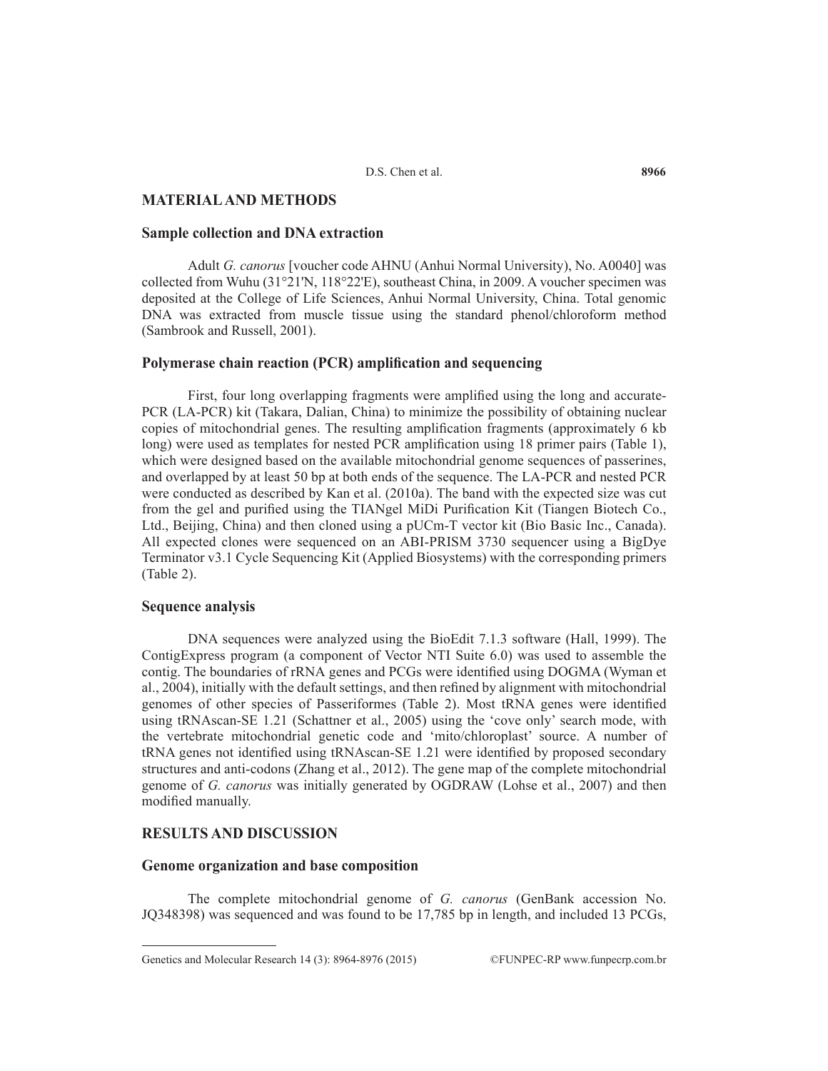## MATERIAL AND METHODS

### Sample collection and DNA extraction

Adult *G. canorus* [voucher code AHNU (Anhui Normal University), No. A0040] was collected from Wuhu (31°21'N, 118°22'E), southeast China, in 2009. A voucher specimen was deposited at the College of Life Sciences, Anhui Normal University, China. Total genomic DNA was extracted from muscle tissue using the standard phenol/chloroform method (Sambrook and Russell, 2001).

### Polymerase chain reaction (PCR) amplification and sequencing

First, four long overlapping fragments were amplified using the long and accurate-PCR (LA-PCR) kit (Takara, Dalian, China) to minimize the possibility of obtaining nuclear copies of mitochondrial genes. The resulting amplification fragments (approximately 6 kb long) were used as templates for nested PCR amplification using 18 primer pairs (Table 1), which were designed based on the available mitochondrial genome sequences of passerines, and overlapped by at least 50 bp at both ends of the sequence. The LA-PCR and nested PCR were conducted as described by Kan et al. (2010a). The band with the expected size was cut from the gel and purified using the TIANgel MiDi Purification Kit (Tiangen Biotech Co., Ltd., Beijing, China) and then cloned using a pUCm-T vector kit (Bio Basic Inc., Canada). All expected clones were sequenced on an ABI-PRISM 3730 sequencer using a BigDye Terminator v3.1 Cycle Sequencing Kit (Applied Biosystems) with the corresponding primers (Table 2).

### Sequence analysis

DNA sequences were analyzed using the BioEdit 7.1.3 software (Hall, 1999). The ContigExpress program (a component of Vector NTI Suite 6.0) was used to assemble the contig. The boundaries of rRNA genes and PCGs were identified using DOGMA (Wyman et al., 2004), initially with the default settings, and then refined by alignment with mitochondrial genomes of other species of Passeriformes (Table 2). Most tRNA genes were identified using tRNAscan-SE 1.21 (Schattner et al., 2005) using the 'cove only' search mode, with the vertebrate mitochondrial genetic code and 'mito/chloroplast' source. A number of tRNA genes not identified using tRNAscan-SE 1.21 were identified by proposed secondary structures and anti-codons (Zhang et al., 2012). The gene map of the complete mitochondrial genome of *G. canorus* was initially generated by OGDRAW (Lohse et al., 2007) and then modified manually.

## RESULTS AND DISCUSSION

### Genome organization and base composition

The complete mitochondrial genome of *G. canorus* (GenBank accession No. JQ348398) was sequenced and was found to be 17,785 bp in length, and included 13 PCGs,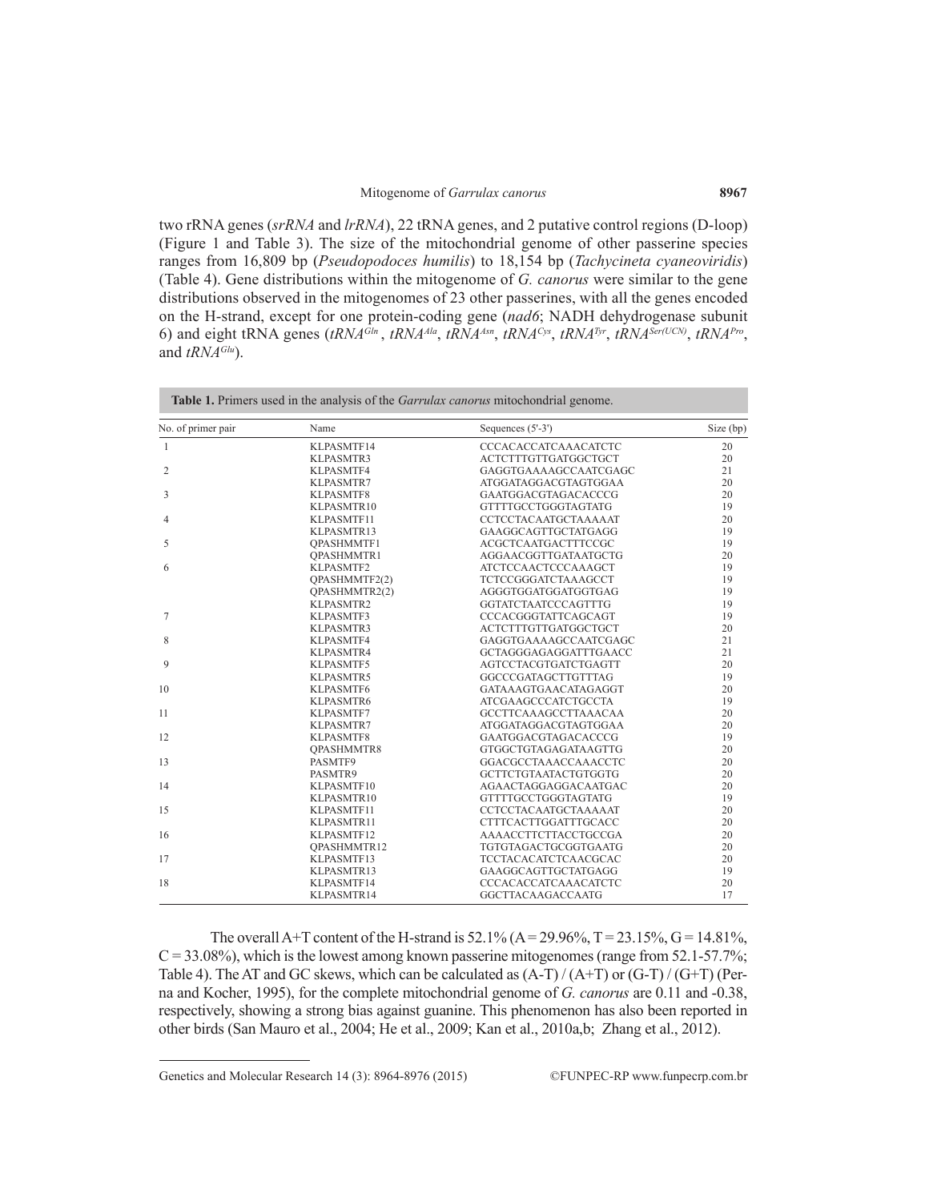two rRNA genes (*srRNA* and *lrRNA*), 22 tRNA genes, and 2 putative control regions (D-loop) (Figure 1 and Table 3). The size of the mitochondrial genome of other passerine species ranges from 16,809 bp (*Pseudopodoces humilis*) to 18,154 bp (*Tachycineta cyaneoviridis*) (Table 4). Gene distributions within the mitogenome of *G. canorus* were similar to the gene distributions observed in the mitogenomes of 23 other passerines, with all the genes encoded on the H-strand, except for one protein-coding gene (*nad6*; NADH dehydrogenase subunit 6) and eight tRNA genes (*tRNA$^{Gln}$*, *tRNA$^{Ala}$*, *tRNA$^{Asn}$*, *tRNA$^{Cys}$*, *tRNA$^{Tyr}$*, *tRNA$^{Ser(UCN)}$*, *tRNA$^{Pro}$*, and *tRNA$^{Glu}$*).

**Table 1.** Primers used in the analysis of the *Garrulax canorus* mitochondrial genome.

| No. of primer pair | Name | Sequences (5'-3') | Size (bp) |
|---|---|---|---|
| 1 | KLPASMTF14 | CCCACACCATCAAACATCTC | 20 |
| | KLPASMTR3 | ACTCTTTGTTGATGGCTGCT | 20 |
| 2 | KLPASMTF4 | GAGGTGAAAAGCCAATCGAGC | 21 |
| | KLPASMTR7 | ATGGATAGGACGTAGTGGAA | 20 |
| 3 | KLPASMTF8 | GAATGGACGTAGACACCCG | 20 |
| | KLPASMTR10 | GTTTTGCCTGGGTAGTATG | 19 |
| 4 | KLPASMTF11 | CCTCCTACAATGCTAAAAAT | 20 |
| | KLPASMTR13 | GAAGGCAGTTGCTATGAGG | 19 |
| 5 | QPASHMMTF1 | ACGCTCAATGACTTTCCGC | 19 |
| | QPASHMMTR1 | AGGAACGGTTGATAATGCTG | 20 |
| 6 | KLPASMTF2 | ATCTCCAACTCCCAAAGCT | 19 |
| | QPASHMMTF2(2) | TCTCCGGGATCTAAAGCCT | 19 |
| | QPASHMMTR2(2) | AGGGTGGATGGATGGTGAG | 19 |
| | KLPASMTR2 | GGTATCTAATCCCAGTTTG | 19 |
| 7 | KLPASMTF3 | CCCACGGGTATTCAGCAGT | 19 |
| | KLPASMTR3 | ACTCTTTGTTGATGGCTGCT | 20 |
| 8 | KLPASMTF4 | GAGGTGAAAAGCCAATCGAGC | 21 |
| | KLPASMTR4 | GCTAGGGAGAGGATTTGAACC | 21 |
| 9 | KLPASMTF5 | AGTCCTACGTGATCTGAGTT | 20 |
| | KLPASMTR5 | GGCCCGATAGCTTGTTTAG | 19 |
| 10 | KLPASMTF6 | GATAAAGTGAACATAGAGGT | 20 |
| | KLPASMTR6 | ATCGAAGCCCATCTGCCTA | 19 |
| 11 | KLPASMTF7 | GCCTTCAAAGCCTTAAACAA | 20 |
| | KLPASMTR7 | ATGGATAGGACGTAGTGGAA | 20 |
| 12 | KLPASMTF8 | GAATGGACGTAGACACCCG | 19 |
| | QPASHMMTR8 | GTGGCTGTAGAGATAAGTTG | 20 |
| 13 | PASMTF9 | GGACGCCTAAACCAAACCTC | 20 |
| | PASMTR9 | GCTTCTGTAATACTGTGGTG | 20 |
| 14 | KLPASMTF10 | AGAACTAGGAGGACAATGAC | 20 |
| | KLPASMTR10 | GTTTTGCCTGGGTAGTATG | 19 |
| 15 | KLPASMTF11 | CCTCCTACAATGCTAAAAAT | 20 |
| | KLPASMTR11 | CTTTCACTTGGATTTGCACC | 20 |
| 16 | KLPASMTF12 | AAAACCTTCTTACCTGCCGA | 20 |
| | QPASHMMTR12 | TGTGTAGACTGCGGTGAATG | 20 |
| 17 | KLPASMTF13 | TCCTACACATCTCAACGCAC | 20 |
| | KLPASMTR13 | GAAGGCAGTTGCTATGAGG | 19 |
| 18 | KLPASMTF14 | CCCACACCATCAAACATCTC | 20 |
| | KLPASMTR14 | GGCTTACAAGACCAATG | 17 |

The overall A+T content of the H-strand is 52.1% (A = 29.96%, T = 23.15%, G = 14.81%, C = 33.08%), which is the lowest among known passerine mitogenomes (range from 52.1-57.7%; Table 4). The AT and GC skews, which can be calculated as (A-T) / (A+T) or (G-T) / (G+T) (Perna and Kocher, 1995), for the complete mitochondrial genome of *G. canorus* are 0.11 and -0.38, respectively, showing a strong bias against guanine. This phenomenon has also been reported in other birds (San Mauro et al., 2004; He et al., 2009; Kan et al., 2010a,b; Zhang et al., 2012).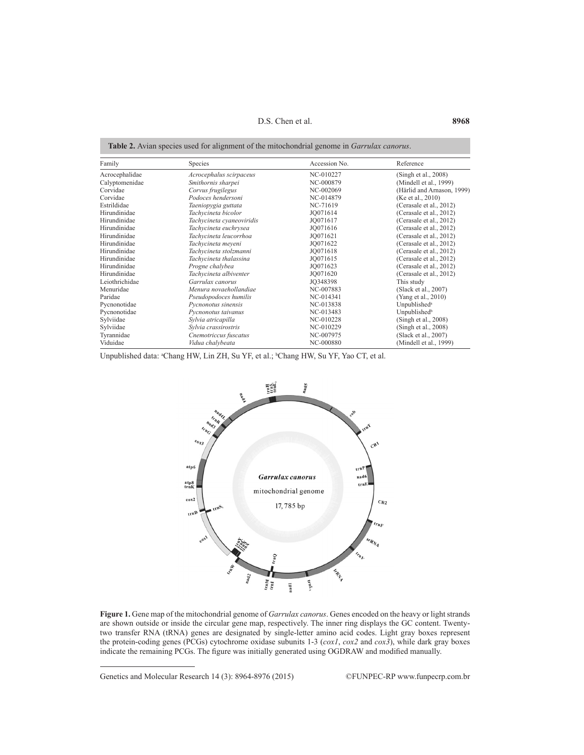**Table 2.** Avian species used for alignment of the mitochondrial genome in *Garrulax canorus*.

| Family | Species | Accession No. | Reference |
|---|---|---|---|
| Acrocephalidae | *Acrocephalus scirpaceus* | NC-010227 | (Singh et al., 2008) |
| Calyptomenidae | *Smithornis sharpei* | NC-000879 | (Mindell et al., 1999) |
| Corvidae | *Corvus frugilegus* | NC-002069 | (Härlid and Arnason, 1999) |
| Corvidae | *Podoces hendersoni* | NC-014879 | (Ke et al., 2010) |
| Estrildidae | *Taeniopygia guttata* | NC-71619 | (Cerasale et al., 2012) |
| Hirundinidae | *Tachycineta bicolor* | JQ071614 | (Cerasale et al., 2012) |
| Hirundinidae | *Tachycineta cyaneoviridis* | JQ071617 | (Cerasale et al., 2012) |
| Hirundinidae | *Tachycineta euchrysea* | JQ071616 | (Cerasale et al., 2012) |
| Hirundinidae | *Tachycineta leucorrhoa* | JQ071621 | (Cerasale et al., 2012) |
| Hirundinidae | *Tachycineta meyeni* | JQ071622 | (Cerasale et al., 2012) |
| Hirundinidae | *Tachycineta stolzmanni* | JQ071618 | (Cerasale et al., 2012) |
| Hirundinidae | *Tachycineta thalassina* | JQ071615 | (Cerasale et al., 2012) |
| Hirundinidae | *Progne chalybea* | JQ071623 | (Cerasale et al., 2012) |
| Hirundinidae | *Tachycineta albiventer* | JQ071620 | (Cerasale et al., 2012) |
| Leiothrichidae | *Garrulax canorus* | JQ348398 | This study |
| Menuridae | *Menura novaehollandiae* | NC-007883 | (Slack et al., 2007) |
| Paridae | *Pseudopodoces humilis* | NC-014341 | (Yang et al., 2010) |
| Pycnonotidae | *Pycnonotus sinensis* | NC-013838 | Unpublished[a] |
| Pycnonotidae | *Pycnonotus taivanus* | NC-013483 | Unpublished[b] |
| Sylviidae | *Sylvia atricapilla* | NC-010228 | (Singh et al., 2008) |
| Sylviidae | *Sylvia crassirostris* | NC-010229 | (Singh et al., 2008) |
| Tyrannidae | *Cnemotriccus fuscatus* | NC-007975 | (Slack et al., 2007) |
| Viduidae | *Vidua chalybeata* | NC-000880 | (Mindell et al., 1999) |

Unpublished data: [a]Chang HW, Lin ZH, Su YF, et al.; [b]Chang HW, Su YF, Yao CT, et al.

**Figure 1.** Gene map of the mitochondrial genome of *Garrulax canorus*. Genes encoded on the heavy or light strands are shown outside or inside the circular gene map, respectively. The inner ring displays the GC content. Twenty-two transfer RNA (tRNA) genes are designated by single-letter amino acid codes. Light gray boxes represent the protein-coding genes (PCGs) cytochrome oxidase subunits 1-3 (*cox1*, *cox2* and *cox3*), while dark gray boxes indicate the remaining PCGs. The figure was initially generated using OGDRAW and modified manually.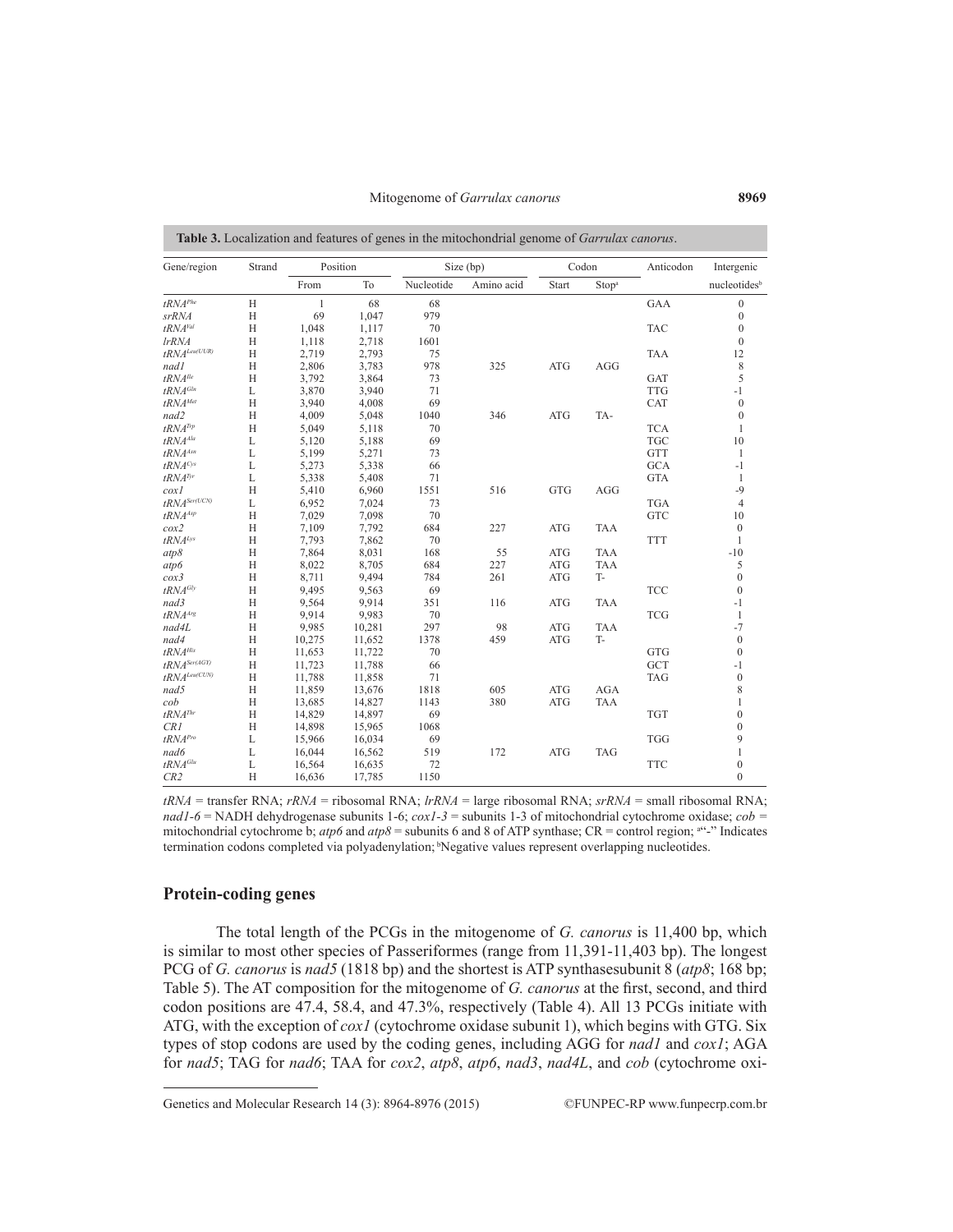**Table 3.** Localization and features of genes in the mitochondrial genome of *Garrulax canorus*.

| Gene/region | Strand | Position | | Size (bp) | | Codon | | Anticodon | Intergenic |
|---|---|---|---|---|---|---|---|---|---|
| | | From | To | Nucleotide | Amino acid | Start | Stop[a] | | nucleotides[b] |
| *tRNA*[Phe] | H | 1 | 68 | 68 | | | | GAA | 0 |
| *srRNA* | H | 69 | 1,047 | 979 | | | | | 0 |
| *tRNA*[Val] | H | 1,048 | 1,117 | 70 | | | | TAC | 0 |
| *lrRNA* | H | 1,118 | 2,718 | 1601 | | | | | 0 |
| *tRNA*[Leu(UUR)] | H | 2,719 | 2,793 | 75 | | | | TAA | 12 |
| *nad1* | H | 2,806 | 3,783 | 978 | 325 | ATG | AGG | | 8 |
| *tRNA*[Ile] | H | 3,792 | 3,864 | 73 | | | | GAT | 5 |
| *tRNA*[Gln] | L | 3,870 | 3,940 | 71 | | | | TTG | -1 |
| *tRNA*[Met] | H | 3,940 | 4,008 | 69 | | | | CAT | 0 |
| *nad2* | H | 4,009 | 5,048 | 1040 | 346 | ATG | TA- | | 0 |
| *tRNA*[Trp] | H | 5,049 | 5,118 | 70 | | | | TCA | 1 |
| *tRNA*[Ala] | L | 5,120 | 5,188 | 69 | | | | TGC | 10 |
| *tRNA*[Asn] | L | 5,199 | 5,271 | 73 | | | | GTT | 1 |
| *tRNA*[Cys] | L | 5,273 | 5,338 | 66 | | | | GCA | -1 |
| *tRNA*[Tyr] | L | 5,338 | 5,408 | 71 | | | | GTA | 1 |
| *cox1* | H | 5,410 | 6,960 | 1551 | 516 | GTG | AGG | | -9 |
| *tRNA*[Ser(UCN)] | L | 6,952 | 7,024 | 73 | | | | TGA | 4 |
| *tRNA*[Asp] | H | 7,029 | 7,098 | 70 | | | | GTC | 10 |
| *cox2* | H | 7,109 | 7,792 | 684 | 227 | ATG | TAA | | 0 |
| *tRNA*[Lys] | H | 7,793 | 7,862 | 70 | | | | TTT | 1 |
| *atp8* | H | 7,864 | 8,031 | 168 | 55 | ATG | TAA | | -10 |
| *atp6* | H | 8,022 | 8,705 | 684 | 227 | ATG | TAA | | 5 |
| *cox3* | H | 8,711 | 9,494 | 784 | 261 | ATG | T- | | 0 |
| *tRNA*[Gly] | H | 9,495 | 9,563 | 69 | | | | TCC | 0 |
| *nad3* | H | 9,564 | 9,914 | 351 | 116 | ATG | TAA | | -1 |
| *tRNA*[Arg] | H | 9,914 | 9,983 | 70 | | | | TCG | 1 |
| *nad4L* | H | 9,985 | 10,281 | 297 | 98 | ATG | TAA | | -7 |
| *nad4* | H | 10,275 | 11,652 | 1378 | 459 | ATG | T- | | 0 |
| *tRNA*[His] | H | 11,653 | 11,722 | 70 | | | | GTG | 0 |
| *tRNA*[Ser(AGY)] | H | 11,723 | 11,788 | 66 | | | | GCT | -1 |
| *tRNA*[Leu(CUN)] | H | 11,788 | 11,858 | 71 | | | | TAG | 0 |
| *nad5* | H | 11,859 | 13,676 | 1818 | 605 | ATG | AGA | | 8 |
| *cob* | H | 13,685 | 14,827 | 1143 | 380 | ATG | TAA | | 1 |
| *tRNA*[Thr] | H | 14,829 | 14,897 | 69 | | | | TGT | 0 |
| *CR1* | H | 14,898 | 15,965 | 1068 | | | | | 0 |
| *tRNA*[Pro] | L | 15,966 | 16,034 | 69 | | | | TGG | 9 |
| *nad6* | L | 16,044 | 16,562 | 519 | 172 | ATG | TAG | | 1 |
| *tRNA*[Glu] | L | 16,564 | 16,635 | 72 | | | | TTC | 0 |
| *CR2* | H | 16,636 | 17,785 | 1150 | | | | | 0 |

*tRNA* = transfer RNA; *rRNA* = ribosomal RNA; *lrRNA* = large ribosomal RNA; *srRNA* = small ribosomal RNA; *nad1-6* = NADH dehydrogenase subunits 1-6; *cox1-3* = subunits 1-3 of mitochondrial cytochrome oxidase; *cob* = mitochondrial cytochrome b; *atp6* and *atp8* = subunits 6 and 8 of ATP synthase; CR = control region; [a]"-" Indicates termination codons completed via polyadenylation; [b]Negative values represent overlapping nucleotides.

## Protein-coding genes

The total length of the PCGs in the mitogenome of *G. canorus* is 11,400 bp, which is similar to most other species of Passeriformes (range from 11,391-11,403 bp). The longest PCG of *G. canorus* is *nad5* (1818 bp) and the shortest is ATP synthasesubunit 8 (*atp8*; 168 bp; Table 5). The AT composition for the mitogenome of *G. canorus* at the first, second, and third codon positions are 47.4, 58.4, and 47.3%, respectively (Table 4). All 13 PCGs initiate with ATG, with the exception of *cox1* (cytochrome oxidase subunit 1), which begins with GTG. Six types of stop codons are used by the coding genes, including AGG for *nad1* and *cox1*; AGA for *nad5*; TAG for *nad6*; TAA for *cox2*, *atp8*, *atp6*, *nad3*, *nad4L*, and *cob* (cytochrome oxi-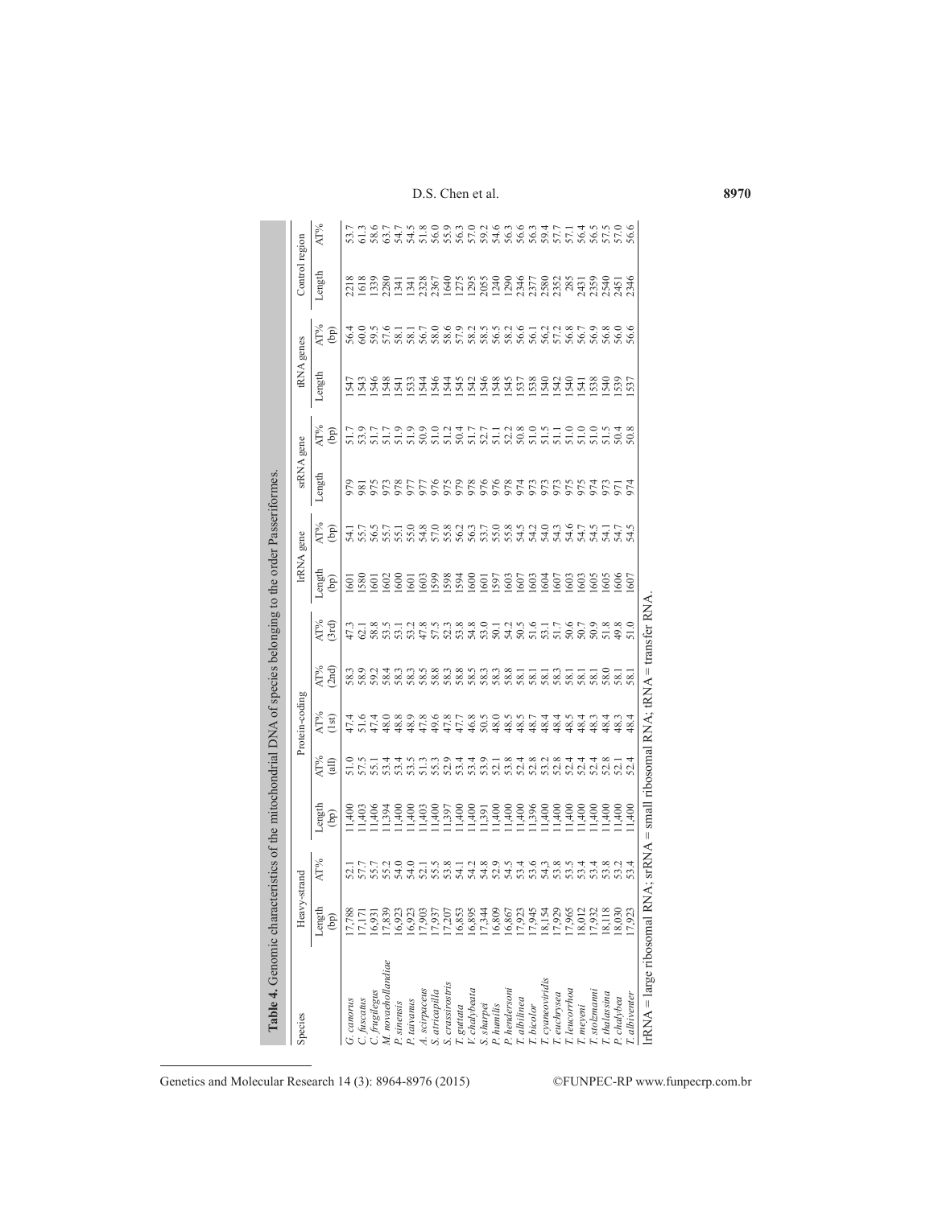**Table 4.** Genomic characteristics of the mitochondrial DNA of species belonging to the order Passeriformes.

| Species | Heavy-strand | | Protein-coding | | | | | lrRNA gene | | srRNA gene | | tRNA genes | | Control region | |
|---|---|---|---|---|---|---|---|---|---|---|---|---|---|---|---|
| | Length (bp) | AT% | Length (bp) | AT% (all) | AT% (1st) | AT% (2nd) | AT% (3rd) | Length (bp) | AT% (bp) | Length | AT% (bp) | Length | AT% (bp) | Length | AT% |
| *G. canorus* | 17,788 | 52.1 | 11,400 | 51.0 | 47.4 | 58.3 | 47.3 | 1601 | 54.1 | 979 | 51.7 | 1547 | 56.4 | 2218 | 53.7 |
| *C. fuscatus* | 17,171 | 57.7 | 11,403 | 57.5 | 51.6 | 58.9 | 62.1 | 1580 | 55.7 | 981 | 53.9 | 1543 | 60.0 | 1618 | 61.3 |
| *C. frugilegus* | 16,931 | 55.7 | 11,406 | 55.1 | 47.4 | 59.2 | 58.8 | 1601 | 56.5 | 975 | 51.7 | 1546 | 59.5 | 1339 | 58.6 |
| *M. novaehollandiae* | 17,839 | 55.2 | 11,394 | 53.4 | 48.0 | 58.4 | 53.5 | 1602 | 55.7 | 973 | 51.7 | 1548 | 57.6 | 2280 | 63.7 |
| *P. sinensis* | 16,923 | 54.0 | 11,400 | 53.4 | 48.8 | 58.3 | 53.1 | 1600 | 55.1 | 978 | 51.9 | 1541 | 58.1 | 1341 | 54.7 |
| *P. taivanus* | 16,923 | 54.0 | 11,400 | 53.5 | 48.9 | 58.3 | 53.2 | 1601 | 55.0 | 977 | 51.9 | 1533 | 58.1 | 1341 | 54.5 |
| *A. scirpaceus* | 17,903 | 52.1 | 11,403 | 51.3 | 47.8 | 58.5 | 47.8 | 1603 | 54.8 | 977 | 50.9 | 1544 | 56.7 | 2328 | 51.8 |
| *S. atricapilla* | 17,937 | 55.5 | 11,400 | 55.3 | 49.6 | 58.8 | 57.5 | 1599 | 57.0 | 976 | 51.0 | 1546 | 58.0 | 2367 | 56.0 |
| *S. crassirostris* | 17,207 | 53.8 | 11,397 | 52.9 | 47.8 | 58.3 | 52.3 | 1598 | 55.8 | 975 | 51.2 | 1544 | 58.6 | 1640 | 55.9 |
| *T. guttata* | 16,853 | 54.1 | 11,400 | 53.4 | 47.7 | 58.8 | 53.8 | 1594 | 56.2 | 979 | 50.4 | 1545 | 57.9 | 1275 | 56.3 |
| *V. chalybeata* | 16,895 | 54.2 | 11,400 | 53.4 | 46.8 | 58.5 | 54.8 | 1600 | 56.3 | 978 | 51.7 | 1542 | 58.2 | 1295 | 57.0 |
| *S. sharpei* | 17,344 | 54.8 | 11,391 | 53.9 | 50.5 | 58.3 | 53.0 | 1601 | 53.7 | 976 | 52.7 | 1546 | 58.5 | 2055 | 59.2 |
| *P. humilis* | 16,809 | 52.9 | 11,400 | 52.1 | 48.0 | 58.3 | 50.1 | 1597 | 55.0 | 976 | 51.1 | 1548 | 56.5 | 1240 | 54.6 |
| *P. hendersoni* | 16,867 | 54.5 | 11,400 | 53.8 | 48.5 | 58.8 | 54.2 | 1603 | 55.8 | 978 | 52.2 | 1545 | 58.2 | 1290 | 56.3 |
| *T. albilinea* | 17,923 | 53.4 | 11,400 | 52.4 | 48.5 | 58.1 | 50.5 | 1607 | 54.5 | 974 | 50.8 | 1537 | 56.6 | 2346 | 56.6 |
| *T. bicolor* | 17,945 | 53.6 | 11,396 | 52.8 | 48.7 | 58.1 | 51.6 | 1603 | 54.2 | 973 | 51.0 | 1538 | 56.1 | 2377 | 56.3 |
| *T. cyaneoviridis* | 18,154 | 54.3 | 11,400 | 53.2 | 48.4 | 58.1 | 53.1 | 1604 | 54.0 | 973 | 51.5 | 1540 | 56.2 | 2580 | 59.4 |
| *T. euchrysea* | 17,929 | 53.8 | 11,400 | 52.8 | 48.4 | 58.3 | 51.7 | 1607 | 54.3 | 973 | 51.1 | 1542 | 57.2 | 2352 | 57.7 |
| *T. leucorrhoa* | 17,965 | 53.5 | 11,400 | 52.4 | 48.5 | 58.1 | 50.6 | 1603 | 54.6 | 975 | 51.0 | 1540 | 56.8 | 285 | 57.1 |
| *T. meyeni* | 18,012 | 53.4 | 11,400 | 52.4 | 48.4 | 58.1 | 50.7 | 1603 | 54.7 | 975 | 51.0 | 1541 | 56.7 | 2431 | 56.4 |
| *T. stolzmanni* | 17,932 | 53.4 | 11,400 | 52.4 | 48.3 | 58.1 | 50.9 | 1605 | 54.5 | 974 | 51.0 | 1538 | 56.9 | 2359 | 56.5 |
| *T. thalassina* | 18,118 | 53.8 | 11,400 | 52.8 | 48.4 | 58.0 | 51.8 | 1605 | 54.1 | 973 | 51.5 | 1540 | 56.8 | 2540 | 57.5 |
| *P. chalybea* | 18,030 | 53.2 | 11,400 | 52.1 | 48.3 | 58.1 | 49.8 | 1606 | 54.7 | 971 | 50.4 | 1539 | 56.0 | 2451 | 57.0 |
| *T. albiventer* | 17,923 | 53.4 | 11,400 | 52.4 | 48.4 | 58.1 | 51.0 | 1607 | 54.5 | 974 | 50.8 | 1537 | 56.6 | 2346 | 56.6 |

lrRNA = large ribosomal RNA; srRNA = small ribosomal RNA; tRNA = transfer RNA.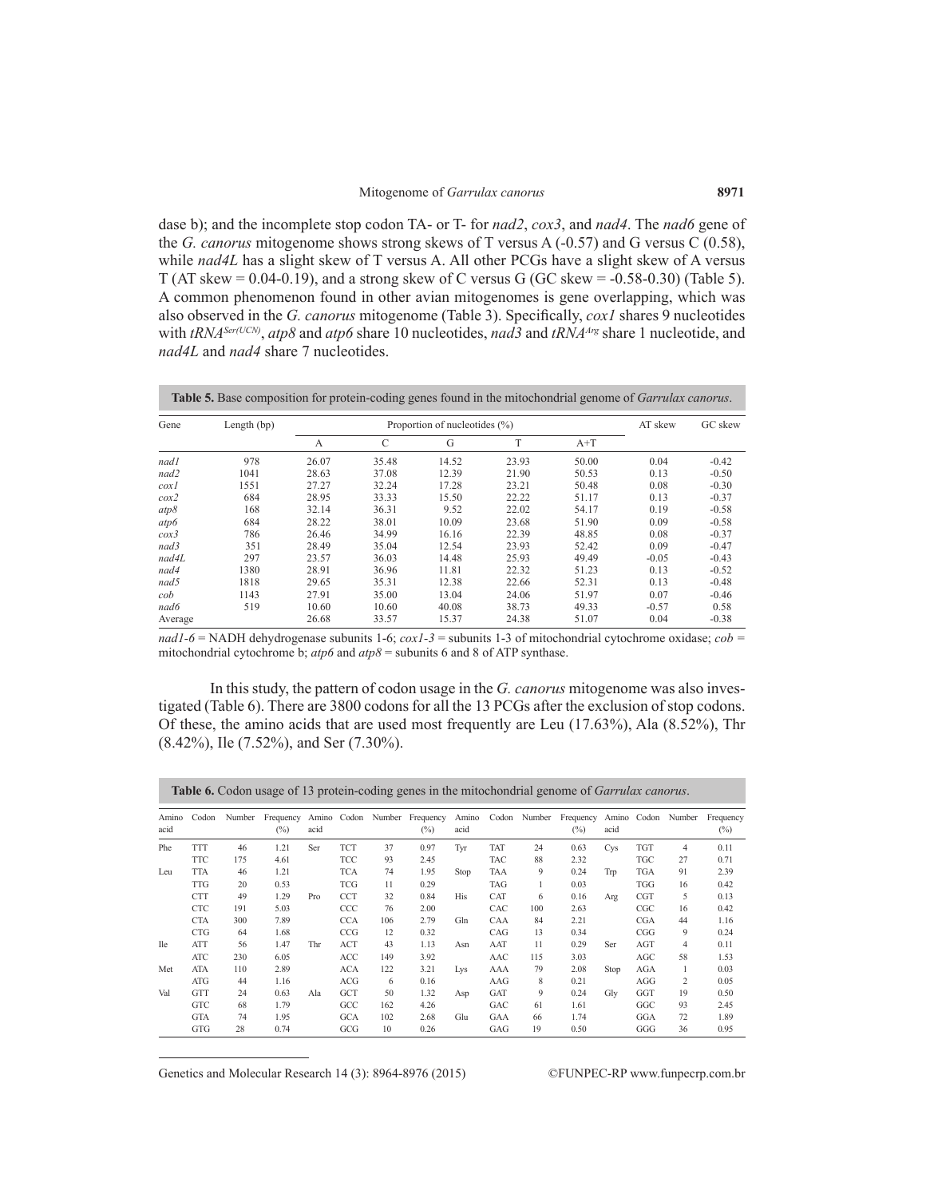dase b); and the incomplete stop codon TA- or T- for *nad2*, *cox3*, and *nad4*. The *nad6* gene of the *G. canorus* mitogenome shows strong skews of T versus A (-0.57) and G versus C (0.58), while *nad4L* has a slight skew of T versus A. All other PCGs have a slight skew of A versus T (AT skew = 0.04-0.19), and a strong skew of C versus G (GC skew = -0.58-0.30) (Table 5). A common phenomenon found in other avian mitogenomes is gene overlapping, which was also observed in the *G. canorus* mitogenome (Table 3). Specifically, *cox1* shares 9 nucleotides with *tRNA*[Ser(UCN)], *atp8* and *atp6* share 10 nucleotides, *nad3* and *tRNA*[Arg] share 1 nucleotide, and *nad4L* and *nad4* share 7 nucleotides.

**Table 5.** Base composition for protein-coding genes found in the mitochondrial genome of *Garrulax canorus*.

| Gene | Length (bp) | Proportion of nucleotides (%) | | | | | AT skew | GC skew |
|---|---|---|---|---|---|---|---|---|
| | | A | C | G | T | A+T | | |
| *nad1* | 978 | 26.07 | 35.48 | 14.52 | 23.93 | 50.00 | 0.04 | -0.42 |
| *nad2* | 1041 | 28.63 | 37.08 | 12.39 | 21.90 | 50.53 | 0.13 | -0.50 |
| *cox1* | 1551 | 27.27 | 32.24 | 17.28 | 23.21 | 50.48 | 0.08 | -0.30 |
| *cox2* | 684 | 28.95 | 33.33 | 15.50 | 22.22 | 51.17 | 0.13 | -0.37 |
| *atp8* | 168 | 32.14 | 36.31 | 9.52 | 22.02 | 54.17 | 0.19 | -0.58 |
| *atp6* | 684 | 28.22 | 38.01 | 10.09 | 23.68 | 51.90 | 0.09 | -0.58 |
| *cox3* | 786 | 26.46 | 34.99 | 16.16 | 22.39 | 48.85 | 0.08 | -0.37 |
| *nad3* | 351 | 28.49 | 35.04 | 12.54 | 23.93 | 52.42 | 0.09 | -0.47 |
| *nad4L* | 297 | 23.57 | 36.03 | 14.48 | 25.93 | 49.49 | -0.05 | -0.43 |
| *nad4* | 1380 | 28.91 | 36.96 | 11.81 | 22.32 | 51.23 | 0.13 | -0.52 |
| *nad5* | 1818 | 29.65 | 35.31 | 12.38 | 22.66 | 52.31 | 0.13 | -0.48 |
| *cob* | 1143 | 27.91 | 35.00 | 13.04 | 24.06 | 51.97 | 0.07 | -0.46 |
| *nad6* | 519 | 10.60 | 10.60 | 40.08 | 38.73 | 49.33 | -0.57 | 0.58 |
| Average | | 26.68 | 33.57 | 15.37 | 24.38 | 51.07 | 0.04 | -0.38 |

*nad1-6* = NADH dehydrogenase subunits 1-6; *cox1-3* = subunits 1-3 of mitochondrial cytochrome oxidase; *cob* = mitochondrial cytochrome b; *atp6* and *atp8* = subunits 6 and 8 of ATP synthase.

In this study, the pattern of codon usage in the *G. canorus* mitogenome was also investigated (Table 6). There are 3800 codons for all the 13 PCGs after the exclusion of stop codons. Of these, the amino acids that are used most frequently are Leu (17.63%), Ala (8.52%), Thr (8.42%), Ile (7.52%), and Ser (7.30%).

**Table 6.** Codon usage of 13 protein-coding genes in the mitochondrial genome of *Garrulax canorus*.

| Amino acid | Codon | Number | Frequency (%) | Amino acid | Codon | Number | Frequency (%) | Amino acid | Codon | Number | Frequency (%) | Amino acid | Codon | Number | Frequency (%) |
|---|---|---|---|---|---|---|---|---|---|---|---|---|---|---|---|
| Phe | TTT | 46 | 1.21 | Ser | TCT | 37 | 0.97 | Tyr | TAT | 24 | 0.63 | Cys | TGT | 4 | 0.11 |
| | TTC | 175 | 4.61 | | TCC | 93 | 2.45 | | TAC | 88 | 2.32 | | TGC | 27 | 0.71 |
| Leu | TTA | 46 | 1.21 | | TCA | 74 | 1.95 | Stop | TAA | 9 | 0.24 | Trp | TGA | 91 | 2.39 |
| | TTG | 20 | 0.53 | | TCG | 11 | 0.29 | | TAG | 1 | 0.03 | | TGG | 16 | 0.42 |
| | CTT | 49 | 1.29 | Pro | CCT | 32 | 0.84 | His | CAT | 6 | 0.16 | Arg | CGT | 5 | 0.13 |
| | CTC | 191 | 5.03 | | CCC | 76 | 2.00 | | CAC | 100 | 2.63 | | CGC | 16 | 0.42 |
| | CTA | 300 | 7.89 | | CCA | 106 | 2.79 | Gln | CAA | 84 | 2.21 | | CGA | 44 | 1.16 |
| | CTG | 64 | 1.68 | | CCG | 12 | 0.32 | | CAG | 13 | 0.34 | | CGG | 9 | 0.24 |
| Ile | ATT | 56 | 1.47 | Thr | ACT | 43 | 1.13 | Asn | AAT | 11 | 0.29 | Ser | AGT | 4 | 0.11 |
| | ATC | 230 | 6.05 | | ACC | 149 | 3.92 | | AAC | 115 | 3.03 | | AGC | 58 | 1.53 |
| Met | ATA | 110 | 2.89 | | ACA | 122 | 3.21 | Lys | AAA | 79 | 2.08 | Stop | AGA | 1 | 0.03 |
| | ATG | 44 | 1.16 | | ACG | 6 | 0.16 | | AAG | 8 | 0.21 | | AGG | 2 | 0.05 |
| Val | GTT | 24 | 0.63 | Ala | GCT | 50 | 1.32 | Asp | GAT | 9 | 0.24 | Gly | GGT | 19 | 0.50 |
| | GTC | 68 | 1.79 | | GCC | 162 | 4.26 | | GAC | 61 | 1.61 | | GGC | 93 | 2.45 |
| | GTA | 74 | 1.95 | | GCA | 102 | 2.68 | Glu | GAA | 66 | 1.74 | | GGA | 72 | 1.89 |
| | GTG | 28 | 0.74 | | GCG | 10 | 0.26 | | GAG | 19 | 0.50 | | GGG | 36 | 0.95 |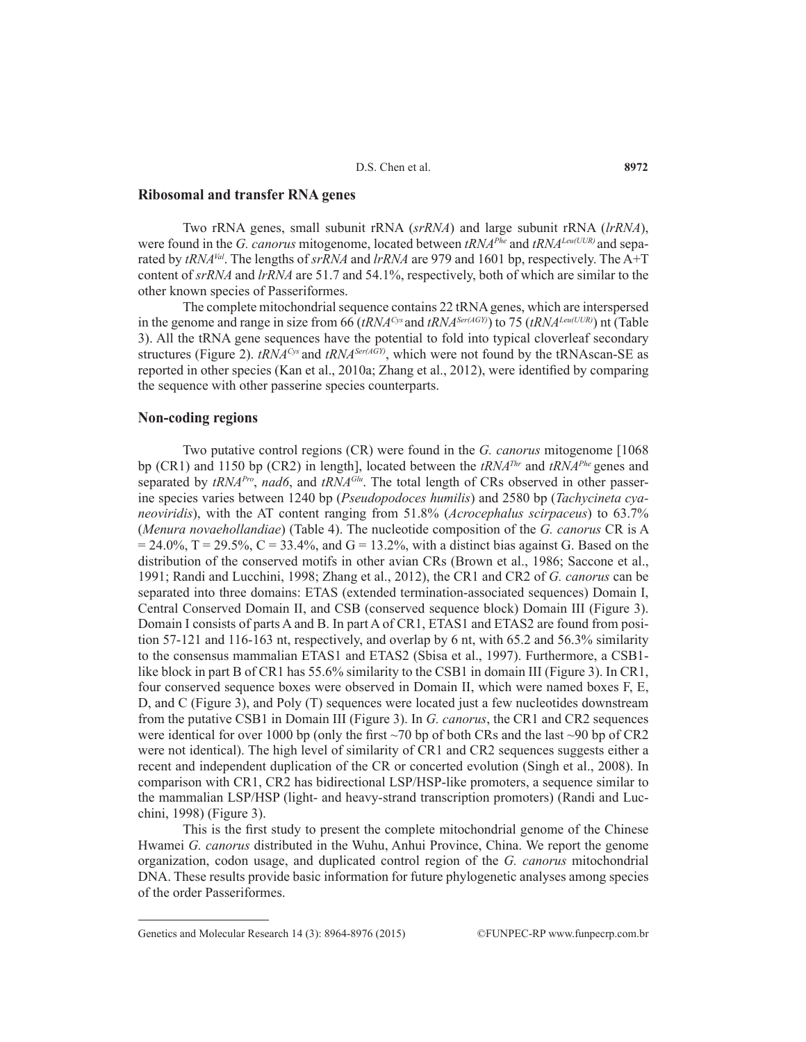## Ribosomal and transfer RNA genes

Two rRNA genes, small subunit rRNA (*srRNA*) and large subunit rRNA (*lrRNA*), were found in the *G. canorus* mitogenome, located between *tRNA*$^{Phe}$ and *tRNA*$^{Leu(UUR)}$ and separated by *tRNA*$^{Val}$. The lengths of *srRNA* and *lrRNA* are 979 and 1601 bp, respectively. The A+T content of *srRNA* and *lrRNA* are 51.7 and 54.1%, respectively, both of which are similar to the other known species of Passeriformes.

The complete mitochondrial sequence contains 22 tRNA genes, which are interspersed in the genome and range in size from 66 (*tRNA*$^{Cys}$ and *tRNA*$^{Ser(AGY)}$) to 75 (*tRNA*$^{Leu(UUR)}$) nt (Table 3). All the tRNA gene sequences have the potential to fold into typical cloverleaf secondary structures (Figure 2). *tRNA*$^{Cys}$ and *tRNA*$^{Ser(AGY)}$, which were not found by the tRNAscan-SE as reported in other species (Kan et al., 2010a; Zhang et al., 2012), were identified by comparing the sequence with other passerine species counterparts.

## Non-coding regions

Two putative control regions (CR) were found in the *G. canorus* mitogenome [1068 bp (CR1) and 1150 bp (CR2) in length], located between the *tRNA*$^{Thr}$ and *tRNA*$^{Phe}$ genes and separated by *tRNA*$^{Pro}$, *nad6*, and *tRNA*$^{Glu}$. The total length of CRs observed in other passerine species varies between 1240 bp (*Pseudopodoces humilis*) and 2580 bp (*Tachycineta cyaneoviridis*), with the AT content ranging from 51.8% (*Acrocephalus scirpaceus*) to 63.7% (*Menura novaehollandiae*) (Table 4). The nucleotide composition of the *G. canorus* CR is A = 24.0%, T = 29.5%, C = 33.4%, and G = 13.2%, with a distinct bias against G. Based on the distribution of the conserved motifs in other avian CRs (Brown et al., 1986; Saccone et al., 1991; Randi and Lucchini, 1998; Zhang et al., 2012), the CR1 and CR2 of *G. canorus* can be separated into three domains: ETAS (extended termination-associated sequences) Domain I, Central Conserved Domain II, and CSB (conserved sequence block) Domain III (Figure 3). Domain I consists of parts A and B. In part A of CR1, ETAS1 and ETAS2 are found from position 57-121 and 116-163 nt, respectively, and overlap by 6 nt, with 65.2 and 56.3% similarity to the consensus mammalian ETAS1 and ETAS2 (Sbisa et al., 1997). Furthermore, a CSB1-like block in part B of CR1 has 55.6% similarity to the CSB1 in domain III (Figure 3). In CR1, four conserved sequence boxes were observed in Domain II, which were named boxes F, E, D, and C (Figure 3), and Poly (T) sequences were located just a few nucleotides downstream from the putative CSB1 in Domain III (Figure 3). In *G. canorus*, the CR1 and CR2 sequences were identical for over 1000 bp (only the first ~70 bp of both CRs and the last ~90 bp of CR2 were not identical). The high level of similarity of CR1 and CR2 sequences suggests either a recent and independent duplication of the CR or concerted evolution (Singh et al., 2008). In comparison with CR1, CR2 has bidirectional LSP/HSP-like promoters, a sequence similar to the mammalian LSP/HSP (light- and heavy-strand transcription promoters) (Randi and Lucchini, 1998) (Figure 3).

This is the first study to present the complete mitochondrial genome of the Chinese Hwamei *G. canorus* distributed in the Wuhu, Anhui Province, China. We report the genome organization, codon usage, and duplicated control region of the *G. canorus* mitochondrial DNA. These results provide basic information for future phylogenetic analyses among species of the order Passeriformes.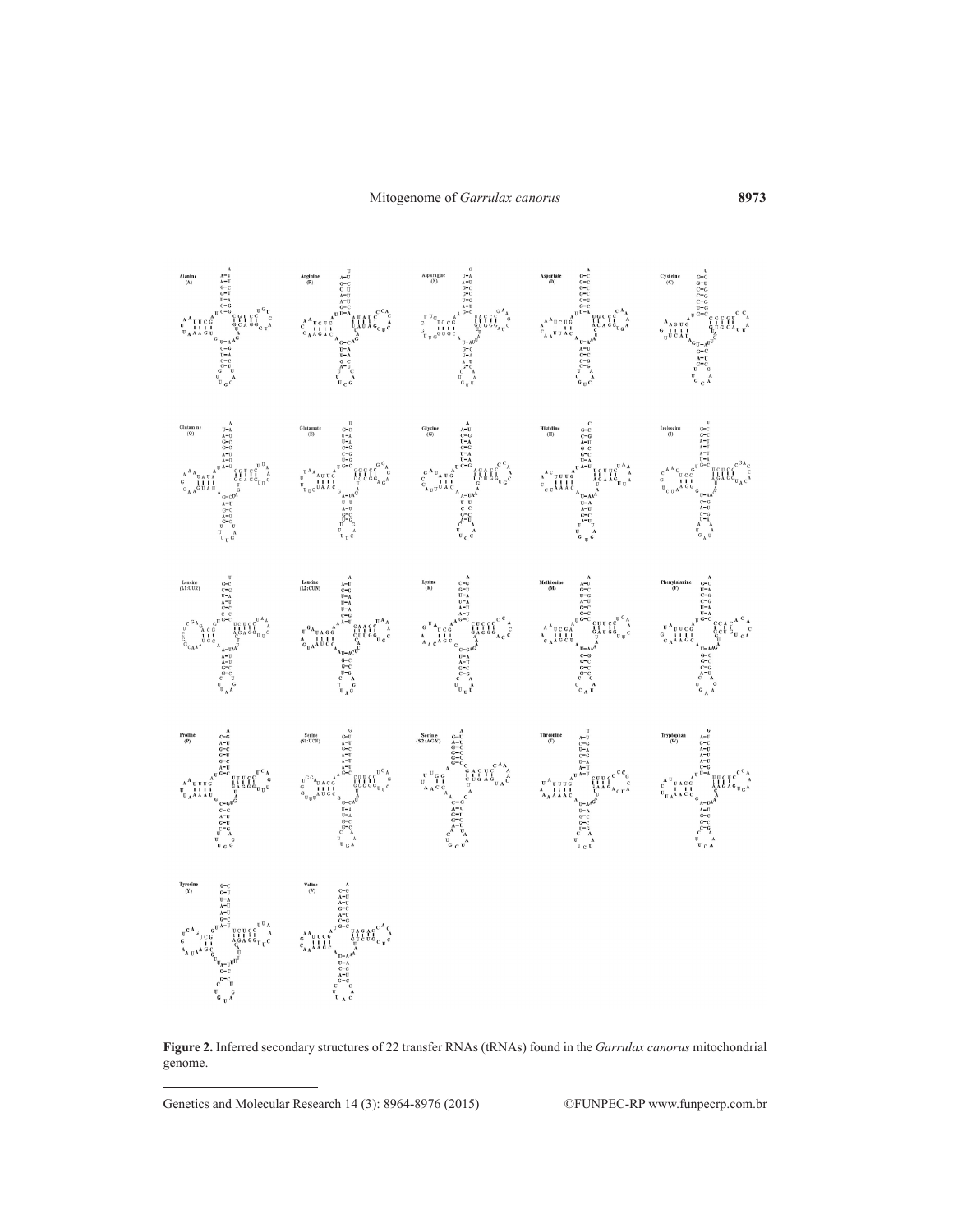**Figure 2.** Inferred secondary structures of 22 transfer RNAs (tRNAs) found in the *Garrulax canorus* mitochondrial genome.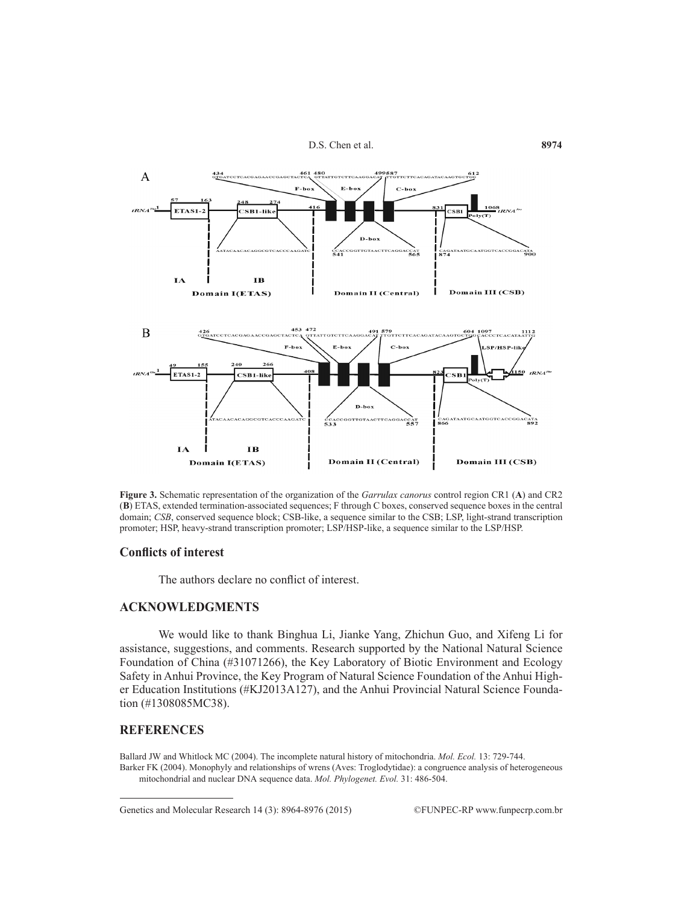**Figure 3.** Schematic representation of the organization of the *Garrulax canorus* control region CR1 (**A**) and CR2 (**B**) ETAS, extended termination-associated sequences; F through C boxes, conserved sequence boxes in the central domain; *CSB*, conserved sequence block; CSB-like, a sequence similar to the CSB; LSP, light-strand transcription promoter; HSP, heavy-strand transcription promoter; LSP/HSP-like, a sequence similar to the LSP/HSP.

## Conflicts of interest

The authors declare no conflict of interest.

## ACKNOWLEDGMENTS

We would like to thank Binghua Li, Jianke Yang, Zhichun Guo, and Xifeng Li for assistance, suggestions, and comments. Research supported by the National Natural Science Foundation of China (#31071266), the Key Laboratory of Biotic Environment and Ecology Safety in Anhui Province, the Key Program of Natural Science Foundation of the Anhui Higher Education Institutions (#KJ2013A127), and the Anhui Provincial Natural Science Foundation (#1308085MC38).

## REFERENCES

Ballard JW and Whitlock MC (2004). The incomplete natural history of mitochondria. *Mol. Ecol.* 13: 729-744.

Barker FK (2004). Monophyly and relationships of wrens (Aves: Troglodytidae): a congruence analysis of heterogeneous mitochondrial and nuclear DNA sequence data. *Mol. Phylogenet. Evol.* 31: 486-504.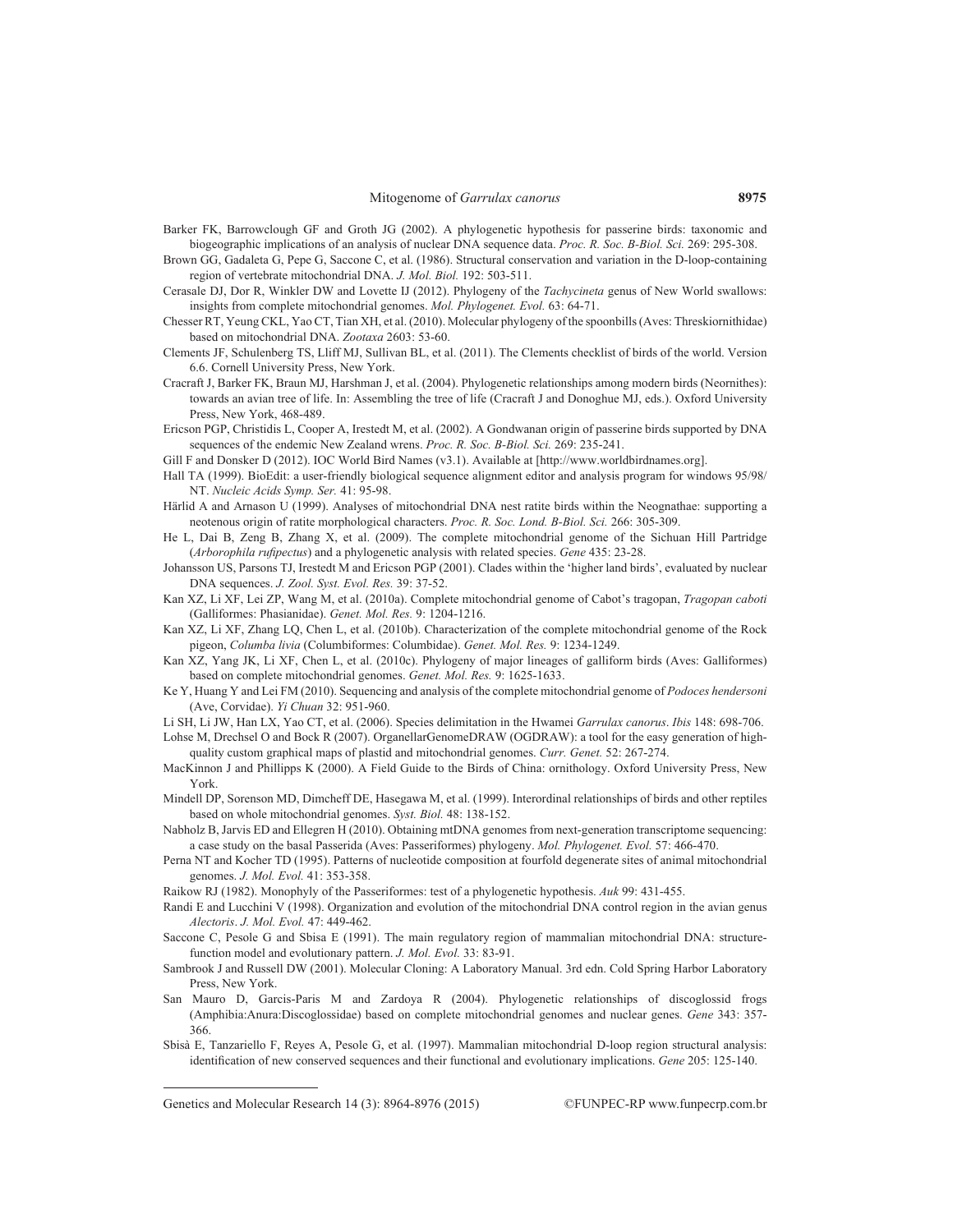Barker FK, Barrowclough GF and Groth JG (2002). A phylogenetic hypothesis for passerine birds: taxonomic and biogeographic implications of an analysis of nuclear DNA sequence data. *Proc. R. Soc. B-Biol. Sci.* 269: 295-308.

Brown GG, Gadaleta G, Pepe G, Saccone C, et al. (1986). Structural conservation and variation in the D-loop-containing region of vertebrate mitochondrial DNA. *J. Mol. Biol.* 192: 503-511.

Cerasale DJ, Dor R, Winkler DW and Lovette IJ (2012). Phylogeny of the *Tachycineta* genus of New World swallows: insights from complete mitochondrial genomes. *Mol. Phylogenet. Evol.* 63: 64-71.

Chesser RT, Yeung CKL, Yao CT, Tian XH, et al. (2010). Molecular phylogeny of the spoonbills (Aves: Threskiornithidae) based on mitochondrial DNA. *Zootaxa* 2603: 53-60.

Clements JF, Schulenberg TS, Lliff MJ, Sullivan BL, et al. (2011). The Clements checklist of birds of the world. Version 6.6. Cornell University Press, New York.

Cracraft J, Barker FK, Braun MJ, Harshman J, et al. (2004). Phylogenetic relationships among modern birds (Neornithes): towards an avian tree of life. In: Assembling the tree of life (Cracraft J and Donoghue MJ, eds.). Oxford University Press, New York, 468-489.

Ericson PGP, Christidis L, Cooper A, Irestedt M, et al. (2002). A Gondwanan origin of passerine birds supported by DNA sequences of the endemic New Zealand wrens. *Proc. R. Soc. B-Biol. Sci.* 269: 235-241.

Gill F and Donsker D (2012). IOC World Bird Names (v3.1). Available at [http://www.worldbirdnames.org].

Hall TA (1999). BioEdit: a user-friendly biological sequence alignment editor and analysis program for windows 95/98/NT. *Nucleic Acids Symp. Ser.* 41: 95-98.

Härlid A and Arnason U (1999). Analyses of mitochondrial DNA nest ratite birds within the Neognathae: supporting a neotenous origin of ratite morphological characters. *Proc. R. Soc. Lond. B-Biol. Sci.* 266: 305-309.

He L, Dai B, Zeng B, Zhang X, et al. (2009). The complete mitochondrial genome of the Sichuan Hill Partridge (*Arborophila rufipectus*) and a phylogenetic analysis with related species. *Gene* 435: 23-28.

Johansson US, Parsons TJ, Irestedt M and Ericson PGP (2001). Clades within the 'higher land birds', evaluated by nuclear DNA sequences. *J. Zool. Syst. Evol. Res.* 39: 37-52.

Kan XZ, Li XF, Lei ZP, Wang M, et al. (2010a). Complete mitochondrial genome of Cabot's tragopan, *Tragopan caboti* (Galliformes: Phasianidae). *Genet. Mol. Res.* 9: 1204-1216.

Kan XZ, Li XF, Zhang LQ, Chen L, et al. (2010b). Characterization of the complete mitochondrial genome of the Rock pigeon, *Columba livia* (Columbiformes: Columbidae). *Genet. Mol. Res.* 9: 1234-1249.

Kan XZ, Yang JK, Li XF, Chen L, et al. (2010c). Phylogeny of major lineages of galliform birds (Aves: Galliformes) based on complete mitochondrial genomes. *Genet. Mol. Res.* 9: 1625-1633.

Ke Y, Huang Y and Lei FM (2010). Sequencing and analysis of the complete mitochondrial genome of *Podoces hendersoni* (Ave, Corvidae). *Yi Chuan* 32: 951-960.

Li SH, Li JW, Han LX, Yao CT, et al. (2006). Species delimitation in the Hwamei *Garrulax canorus*. *Ibis* 148: 698-706.

Lohse M, Drechsel O and Bock R (2007). OrganellarGenomeDRAW (OGDRAW): a tool for the easy generation of high-quality custom graphical maps of plastid and mitochondrial genomes. *Curr. Genet.* 52: 267-274.

MacKinnon J and Phillipps K (2000). A Field Guide to the Birds of China: ornithology. Oxford University Press, New York.

Mindell DP, Sorenson MD, Dimcheff DE, Hasegawa M, et al. (1999). Interordinal relationships of birds and other reptiles based on whole mitochondrial genomes. *Syst. Biol.* 48: 138-152.

Nabholz B, Jarvis ED and Ellegren H (2010). Obtaining mtDNA genomes from next-generation transcriptome sequencing: a case study on the basal Passerida (Aves: Passeriformes) phylogeny. *Mol. Phylogenet. Evol.* 57: 466-470.

Perna NT and Kocher TD (1995). Patterns of nucleotide composition at fourfold degenerate sites of animal mitochondrial genomes. *J. Mol. Evol.* 41: 353-358.

Raikow RJ (1982). Monophyly of the Passeriformes: test of a phylogenetic hypothesis. *Auk* 99: 431-455.

Randi E and Lucchini V (1998). Organization and evolution of the mitochondrial DNA control region in the avian genus *Alectoris*. *J. Mol. Evol.* 47: 449-462.

Saccone C, Pesole G and Sbisa E (1991). The main regulatory region of mammalian mitochondrial DNA: structure-function model and evolutionary pattern. *J. Mol. Evol.* 33: 83-91.

Sambrook J and Russell DW (2001). Molecular Cloning: A Laboratory Manual. 3rd edn. Cold Spring Harbor Laboratory Press, New York.

San Mauro D, Garcis-Paris M and Zardoya R (2004). Phylogenetic relationships of discoglossid frogs (Amphibia:Anura:Discoglossidae) based on complete mitochondrial genomes and nuclear genes. *Gene* 343: 357-366.

Sbisà E, Tanzariello F, Reyes A, Pesole G, et al. (1997). Mammalian mitochondrial D-loop region structural analysis: identification of new conserved sequences and their functional and evolutionary implications. *Gene* 205: 125-140.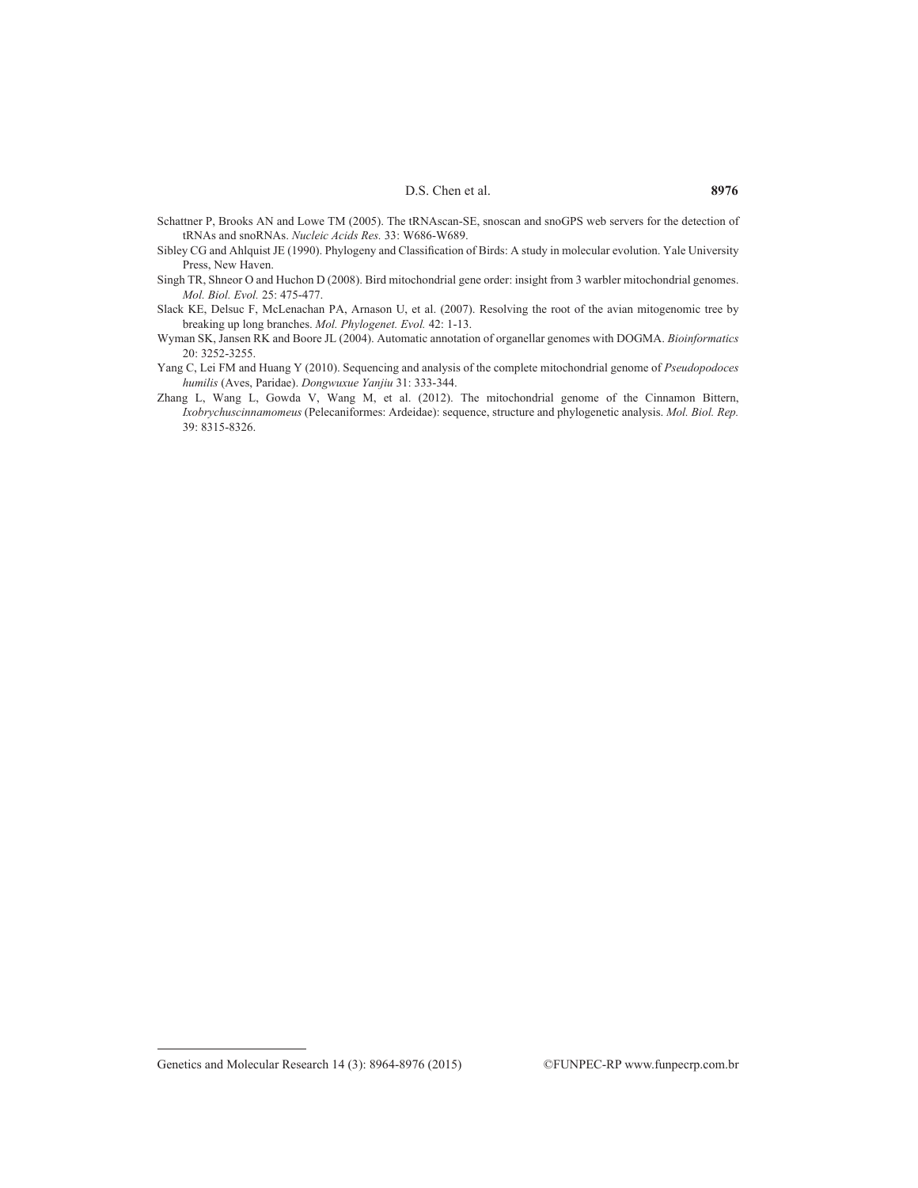Schattner P, Brooks AN and Lowe TM (2005). The tRNAscan-SE, snoscan and snoGPS web servers for the detection of tRNAs and snoRNAs. *Nucleic Acids Res.* 33: W686-W689.

Sibley CG and Ahlquist JE (1990). Phylogeny and Classification of Birds: A study in molecular evolution. Yale University Press, New Haven.

Singh TR, Shneor O and Huchon D (2008). Bird mitochondrial gene order: insight from 3 warbler mitochondrial genomes. *Mol. Biol. Evol.* 25: 475-477.

Slack KE, Delsuc F, McLenachan PA, Arnason U, et al. (2007). Resolving the root of the avian mitogenomic tree by breaking up long branches. *Mol. Phylogenet. Evol.* 42: 1-13.

Wyman SK, Jansen RK and Boore JL (2004). Automatic annotation of organellar genomes with DOGMA. *Bioinformatics* 20: 3252-3255.

Yang C, Lei FM and Huang Y (2010). Sequencing and analysis of the complete mitochondrial genome of *Pseudopodoces humilis* (Aves, Paridae). *Dongwuxue Yanjiu* 31: 333-344.

Zhang L, Wang L, Gowda V, Wang M, et al. (2012). The mitochondrial genome of the Cinnamon Bittern, *Ixobrychuscinnamomeus* (Pelecaniformes: Ardeidae): sequence, structure and phylogenetic analysis. *Mol. Biol. Rep.* 39: 8315-8326.